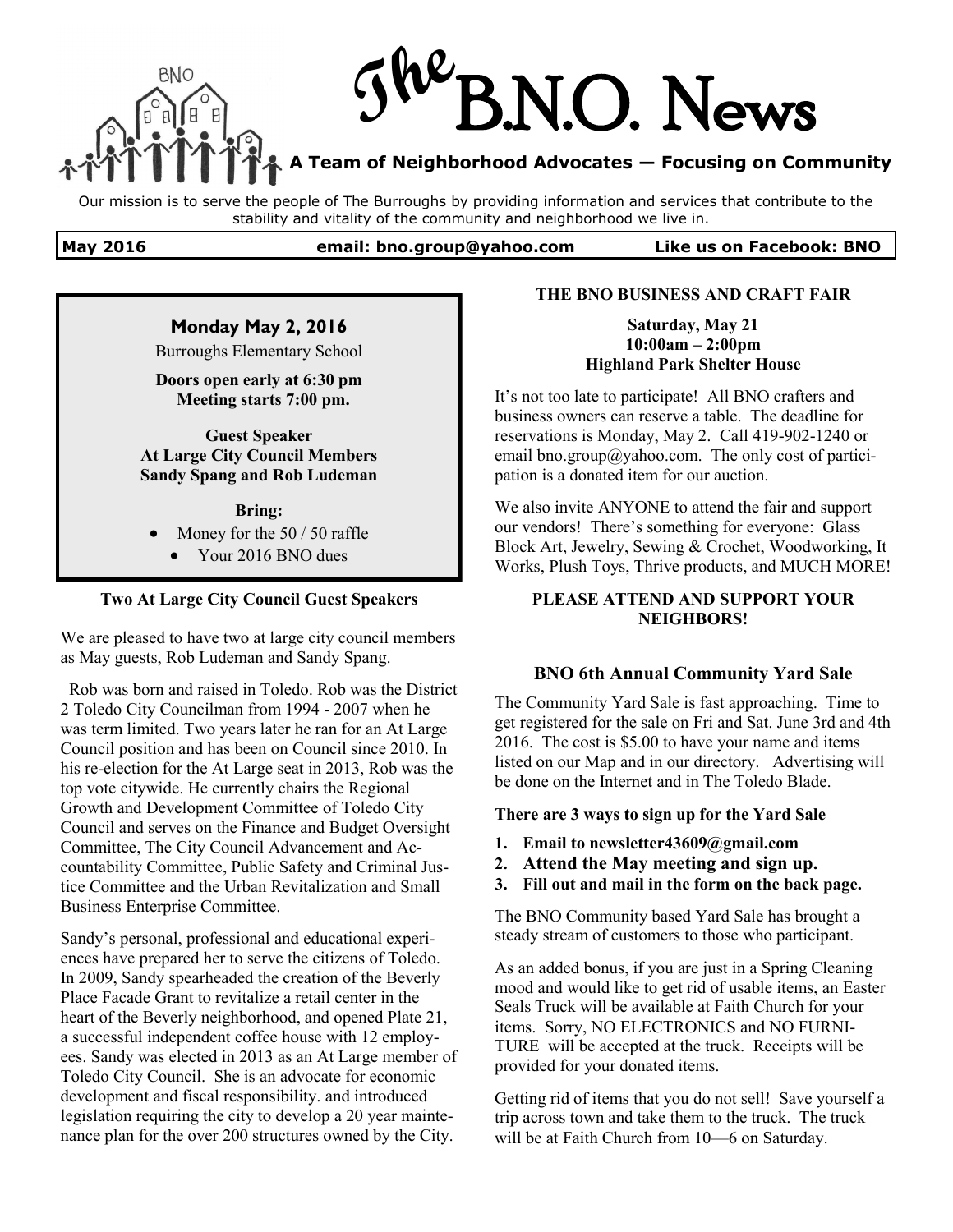# The B.N.O. News

**A Team of Neighborhood Advocates — Focusing on Community**

Our mission is to serve the people of The Burroughs by providing information and services that contribute to the stability and vitality of the community and neighborhood we live in.

**May 2016** | **email: bno.group@yahoo.com** | **Like us on Facebook: BNO**

---

**Monday May 2, 2016**

Burroughs Elementary School

**Doors open early at 6:30 pm**
**Meeting starts 7:00 pm.**

**Guest Speaker**
**At Large City Council Members**
**Sandy Spang and Rob Ludeman**

**Bring:**

- Money for the 50 / 50 raffle
- Your 2016 BNO dues

---

### Two At Large City Council Guest Speakers

We are pleased to have two at large city council members as May guests, Rob Ludeman and Sandy Spang.

Rob was born and raised in Toledo. Rob was the District 2 Toledo City Councilman from 1994 - 2007 when he was term limited. Two years later he ran for an At Large Council position and has been on Council since 2010. In his re-election for the At Large seat in 2013, Rob was the top vote citywide. He currently chairs the Regional Growth and Development Committee of Toledo City Council and serves on the Finance and Budget Oversight Committee, The City Council Advancement and Accountability Committee, Public Safety and Criminal Justice Committee and the Urban Revitalization and Small Business Enterprise Committee.

Sandy's personal, professional and educational experiences have prepared her to serve the citizens of Toledo. In 2009, Sandy spearheaded the creation of the Beverly Place Facade Grant to revitalize a retail center in the heart of the Beverly neighborhood, and opened Plate 21, a successful independent coffee house with 12 employees. Sandy was elected in 2013 as an At Large member of Toledo City Council. She is an advocate for economic development and fiscal responsibility. and introduced legislation requiring the city to develop a 20 year maintenance plan for the over 200 structures owned by the City.

### THE BNO BUSINESS AND CRAFT FAIR

**Saturday, May 21**
**10:00am – 2:00pm**
**Highland Park Shelter House**

It's not too late to participate! All BNO crafters and business owners can reserve a table. The deadline for reservations is Monday, May 2. Call 419-902-1240 or email bno.group@yahoo.com. The only cost of participation is a donated item for our auction.

We also invite ANYONE to attend the fair and support our vendors! There's something for everyone: Glass Block Art, Jewelry, Sewing & Crochet, Woodworking, It Works, Plush Toys, Thrive products, and MUCH MORE!

**PLEASE ATTEND AND SUPPORT YOUR NEIGHBORS!**

### BNO 6th Annual Community Yard Sale

The Community Yard Sale is fast approaching. Time to get registered for the sale on Fri and Sat. June 3rd and 4th 2016. The cost is $5.00 to have your name and items listed on our Map and in our directory. Advertising will be done on the Internet and in The Toledo Blade.

**There are 3 ways to sign up for the Yard Sale**

1. **Email to newsletter43609@gmail.com**
2. **Attend the May meeting and sign up.**
3. **Fill out and mail in the form on the back page.**

The BNO Community based Yard Sale has brought a steady stream of customers to those who participant.

As an added bonus, if you are just in a Spring Cleaning mood and would like to get rid of usable items, an Easter Seals Truck will be available at Faith Church for your items. Sorry, NO ELECTRONICS and NO FURNITURE will be accepted at the truck. Receipts will be provided for your donated items.

Getting rid of items that you do not sell! Save yourself a trip across town and take them to the truck. The truck will be at Faith Church from 10—6 on Saturday.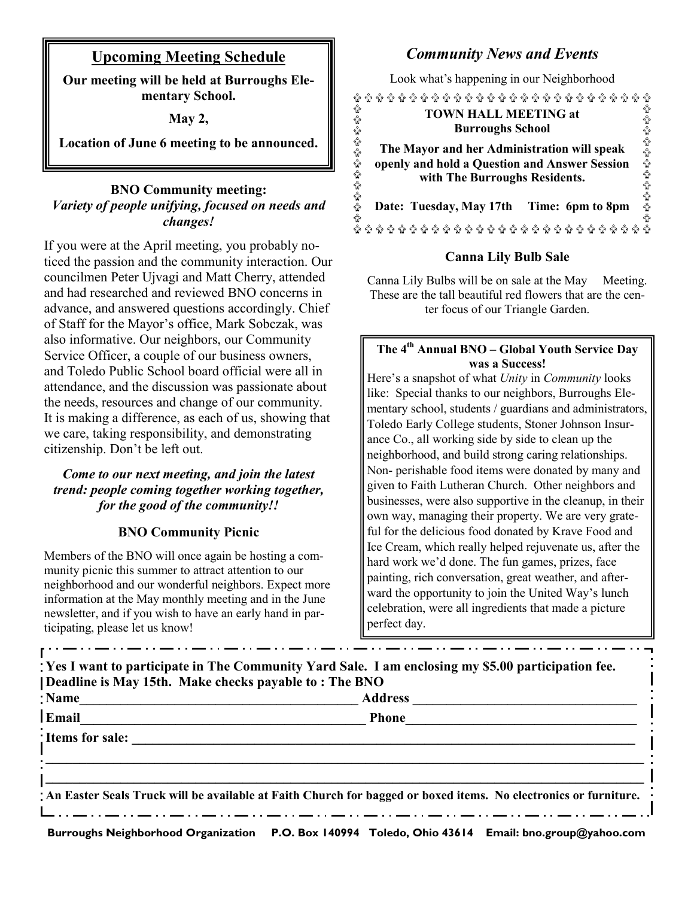## Upcoming Meeting Schedule

**Our meeting will be held at Burroughs Elementary School.**

**May 2,**

**Location of June 6 meeting to be announced.**

### BNO Community meeting:
***Variety of people unifying, focused on needs and changes!***

If you were at the April meeting, you probably noticed the passion and the community interaction. Our councilmen Peter Ujvagi and Matt Cherry, attended and had researched and reviewed BNO concerns in advance, and answered questions accordingly. Chief of Staff for the Mayor's office, Mark Sobczak, was also informative. Our neighbors, our Community Service Officer, a couple of our business owners, and Toledo Public School board official were all in attendance, and the discussion was passionate about the needs, resources and change of our community. It is making a difference, as each of us, showing that we care, taking responsibility, and demonstrating citizenship. Don't be left out.

***Come to our next meeting, and join the latest trend: people coming together working together, for the good of the community!!***

### BNO Community Picnic

Members of the BNO will once again be hosting a community picnic this summer to attract attention to our neighborhood and our wonderful neighbors. Expect more information at the May monthly meeting and in the June newsletter, and if you wish to have an early hand in participating, please let us know!

## *Community News and Events*

Look what's happening in our Neighborhood

**TOWN HALL MEETING at Burroughs School**

**The Mayor and her Administration will speak openly and hold a Question and Answer Session with The Burroughs Residents.**

**Date: Tuesday, May 17th Time: 6pm to 8pm**

### Canna Lily Bulb Sale

Canna Lily Bulbs will be on sale at the May Meeting. These are the tall beautiful red flowers that are the center focus of our Triangle Garden.

### The 4th Annual BNO – Global Youth Service Day was a Success!

Here's a snapshot of what *Unity* in *Community* looks like: Special thanks to our neighbors, Burroughs Elementary school, students / guardians and administrators, Toledo Early College students, Stoner Johnson Insurance Co., all working side by side to clean up the neighborhood, and build strong caring relationships. Non- perishable food items were donated by many and given to Faith Lutheran Church. Other neighbors and businesses, were also supportive in the cleanup, in their own way, managing their property. We are very grateful for the delicious food donated by Krave Food and Ice Cream, which really helped rejuvenate us, after the hard work we'd done. The fun games, prizes, face painting, rich conversation, great weather, and afterward the opportunity to join the United Way's lunch celebration, were all ingredients that made a picture perfect day.

---

**Yes I want to participate in The Community Yard Sale. I am enclosing my $5.00 participation fee. Deadline is May 15th. Make checks payable to : The BNO**

**Name**\_\_\_\_\_\_\_\_\_\_\_\_\_\_\_\_\_\_\_\_\_\_\_\_\_\_\_\_\_\_ **Address** \_\_\_\_\_\_\_\_\_\_\_\_\_\_\_\_\_\_\_\_\_\_\_\_

**Email**\_\_\_\_\_\_\_\_\_\_\_\_\_\_\_\_\_\_\_\_\_\_\_\_\_\_\_\_\_\_ **Phone**\_\_\_\_\_\_\_\_\_\_\_\_\_\_\_\_\_\_\_\_\_\_\_\_

**Items for sale:** \_\_\_\_\_\_\_\_\_\_\_\_\_\_\_\_\_\_\_\_\_\_\_\_\_\_\_\_\_\_\_\_\_\_\_\_\_\_\_\_\_\_\_\_\_\_\_\_

**An Easter Seals Truck will be available at Faith Church for bagged or boxed items. No electronics or furniture.**

---

**Burroughs Neighborhood Organization P.O. Box 140994 Toledo, Ohio 43614 Email: bno.group@yahoo.com**